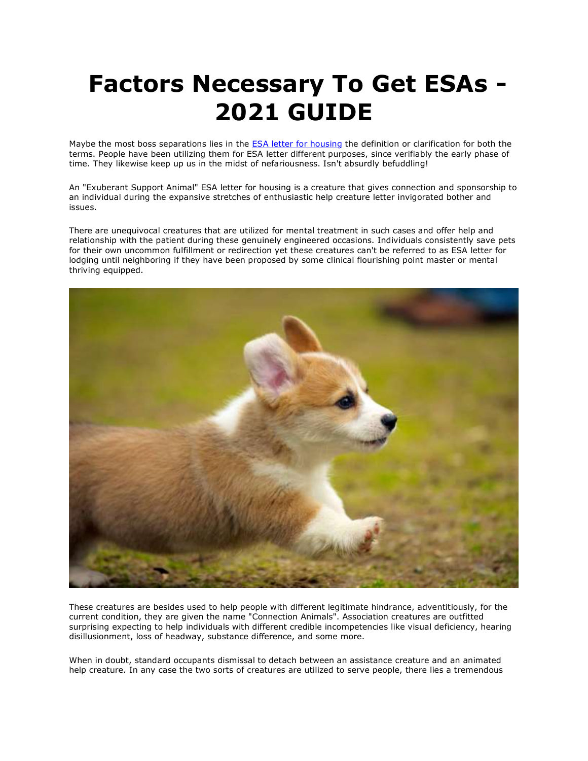# Factors Necessary To Get ESAs - 2021 GUIDE

Maybe the most boss separations lies in the [ESA letter for housing] the definition or clarification for both the terms. People have been utilizing them for ESA letter different purposes, since verifiably the early phase of time. They likewise keep up us in the midst of nefariousness. Isn't absurdly befuddling!

An "Exuberant Support Animal" ESA letter for housing is a creature that gives connection and sponsorship to an individual during the expansive stretches of enthusiastic help creature letter invigorated bother and issues.

There are unequivocal creatures that are utilized for mental treatment in such cases and offer help and relationship with the patient during these genuinely engineered occasions. Individuals consistently save pets for their own uncommon fulfillment or redirection yet these creatures can't be referred to as ESA letter for lodging until neighboring if they have been proposed by some clinical flourishing point master or mental thriving equipped.

These creatures are besides used to help people with different legitimate hindrance, adventitiously, for the current condition, they are given the name "Connection Animals". Association creatures are outfitted surprising expecting to help individuals with different credible incompetencies like visual deficiency, hearing disillusionment, loss of headway, substance difference, and some more.

When in doubt, standard occupants dismissal to detach between an assistance creature and an animated help creature. In any case the two sorts of creatures are utilized to serve people, there lies a tremendous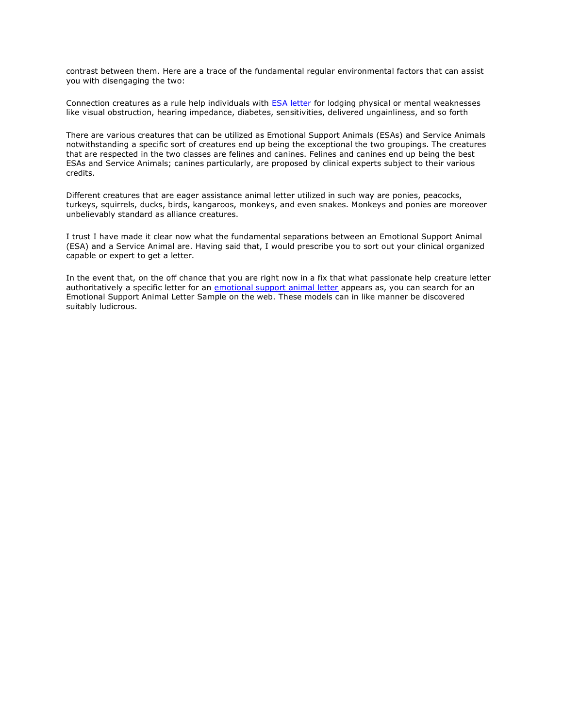contrast between them. Here are a trace of the fundamental regular environmental factors that can assist you with disengaging the two:

Connection creatures as a rule help individuals with ESA letter for lodging physical or mental weaknesses like visual obstruction, hearing impedance, diabetes, sensitivities, delivered ungainliness, and so forth

There are various creatures that can be utilized as Emotional Support Animals (ESAs) and Service Animals notwithstanding a specific sort of creatures end up being the exceptional the two groupings. The creatures that are respected in the two classes are felines and canines. Felines and canines end up being the best ESAs and Service Animals; canines particularly, are proposed by clinical experts subject to their various credits.

Different creatures that are eager assistance animal letter utilized in such way are ponies, peacocks, turkeys, squirrels, ducks, birds, kangaroos, monkeys, and even snakes. Monkeys and ponies are moreover unbelievably standard as alliance creatures.

I trust I have made it clear now what the fundamental separations between an Emotional Support Animal (ESA) and a Service Animal are. Having said that, I would prescribe you to sort out your clinical organized capable or expert to get a letter.

In the event that, on the off chance that you are right now in a fix that what passionate help creature letter authoritatively a specific letter for an emotional support animal letter appears as, you can search for an Emotional Support Animal Letter Sample on the web. These models can in like manner be discovered suitably ludicrous.